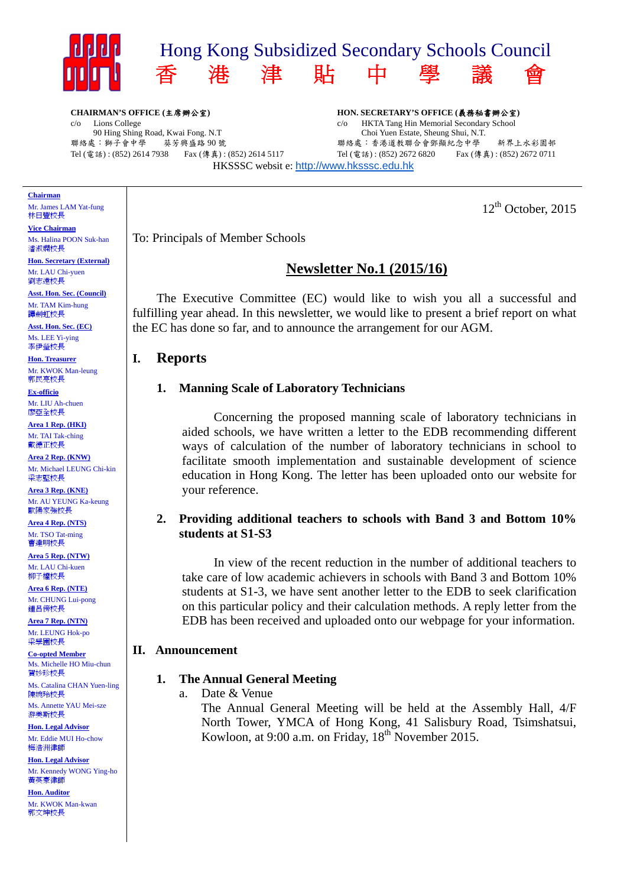# Hong Kong Subsidized Secondary Schools Council
# 香 港 津 貼 中 學 議 會

**CHAIRMAN'S OFFICE (主席辦公室)**
c/o Lions College
90 Hing Shing Road, Kwai Fong. N.T
聯絡處：獅子會中學 葵芳興盛路 90 號
Tel (電話) : (852) 2614 7938 Fax (傳真) : (852) 2614 5117

**HON. SECRETARY'S OFFICE (義務秘書辦公室)**
c/o HKTA Tang Hin Memorial Secondary School
Choi Yuen Estate, Sheung Shui, N.T.
聯絡處：香港道教聯合會鄧顯紀念中學 新界上水彩園邨
Tel (電話) : (852) 2672 6820 Fax (傳真) : (852) 2672 0711

HKSSSC websit e: http://www.hksssc.edu.hk

**Chairman**
Mr. James LAM Yat-fung
林日豐校長

**Vice Chairman**
Ms. Halina POON Suk-han
潘淑嫻校長

**Hon. Secretary (External)**
Mr. LAU Chi-yuen
劉志遠校長

**Asst. Hon. Sec. (Council)**
Mr. TAM Kim-hung
譚劍虹校長

**Asst. Hon. Sec. (EC)**
Ms. LEE Yi-ying
李伊瑩校長

**Hon. Treasurer**
Mr. KWOK Man-leung
郭民亮校長

**Ex-officio**
Mr. LIU Ah-chuen
廖亞全校長

**Area 1 Rep. (HKI)**
Mr. TAI Tak-ching
戴德正校長

**Area 2 Rep. (KNW)**
Mr. Michael LEUNG Chi-kin
梁志堅校長

**Area 3 Rep. (KNE)**
Mr. AU YEUNG Ka-keung
歐陽家強校長

**Area 4 Rep. (NTS)**
Mr. TSO Tat-ming
曹達明校長

**Area 5 Rep. (NTW)**
Mr. LAU Chi-kuen
柳子權校長

**Area 6 Rep. (NTE)**
Mr. CHUNG Lui-pong
鍾呂傍校長

**Area 7 Rep. (NTN)**
Mr. LEUNG Hok-po
梁學圃校長

**Co-opted Member**
Ms. Michelle HO Miu-chun
賀妙珍校長

Ms. Catalina CHAN Yuen-ling
陳婉玲校長

Ms. Annette YAU Mei-sze
游美斯校長

**Hon. Legal Advisor**
Mr. Eddie MUI Ho-chow
梅浩洲律師

**Hon. Legal Advisor**
Mr. Kennedy WONG Ying-ho
黃英豪律師

**Hon. Auditor**
Mr. KWOK Man-kwan
郭文坤校長

12th October, 2015

To: Principals of Member Schools

## Newsletter No.1 (2015/16)

The Executive Committee (EC) would like to wish you all a successful and fulfilling year ahead. In this newsletter, we would like to present a brief report on what the EC has done so far, and to announce the arrangement for our AGM.

## I. Reports

### 1. Manning Scale of Laboratory Technicians

Concerning the proposed manning scale of laboratory technicians in aided schools, we have written a letter to the EDB recommending different ways of calculation of the number of laboratory technicians in school to facilitate smooth implementation and sustainable development of science education in Hong Kong. The letter has been uploaded onto our website for your reference.

### 2. Providing additional teachers to schools with Band 3 and Bottom 10% students at S1-S3

In view of the recent reduction in the number of additional teachers to take care of low academic achievers in schools with Band 3 and Bottom 10% students at S1-3, we have sent another letter to the EDB to seek clarification on this particular policy and their calculation methods. A reply letter from the EDB has been received and uploaded onto our webpage for your information.

## II. Announcement

### 1. The Annual General Meeting

a. Date & Venue

The Annual General Meeting will be held at the Assembly Hall, 4/F North Tower, YMCA of Hong Kong, 41 Salisbury Road, Tsimshatsui, Kowloon, at 9:00 a.m. on Friday, 18th November 2015.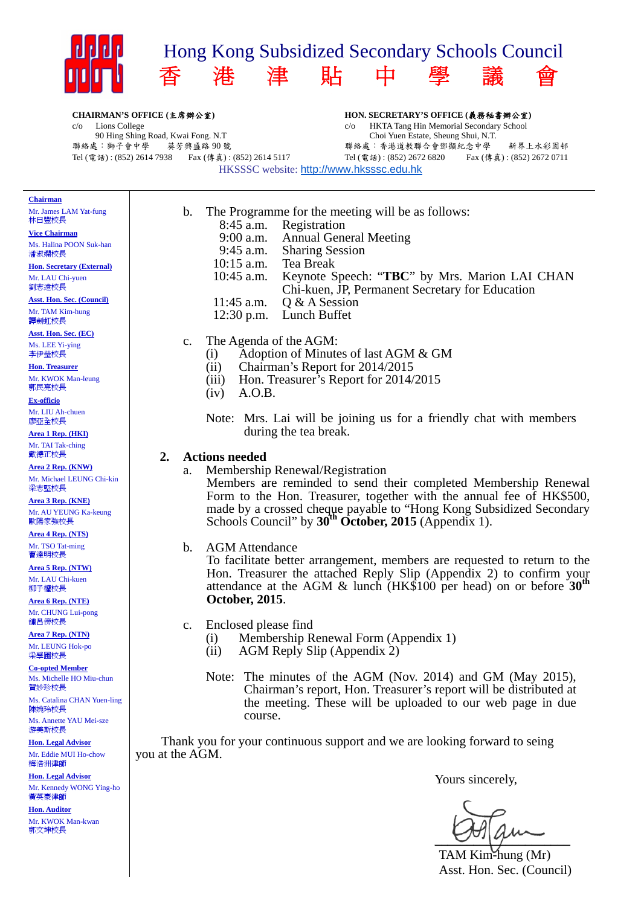# Hong Kong Subsidized Secondary Schools Council
# 香　港　津　貼　中　學　議　會

**CHAIRMAN'S OFFICE (主席辦公室)**
c/o Lions College
90 Hing Shing Road, Kwai Fong. N.T
聯絡處：獅子會中學　葵芳興盛路 90 號
Tel (電話) : (852) 2614 7938　Fax (傳真) : (852) 2614 5117

**HON. SECRETARY'S OFFICE (義務秘書辦公室)**
c/o HKTA Tang Hin Memorial Secondary School
Choi Yuen Estate, Sheung Shui, N.T.
聯絡處：香港道教聯合會鄧顯紀念中學　新界上水彩園邨
Tel (電話) : (852) 2672 6820　Fax (傳真) : (852) 2672 0711

HKSSSC website: http://www.hksssc.edu.hk

**Chairman**
Mr. James LAM Yat-fung
林日豐校長

**Vice Chairman**
Ms. Halina POON Suk-han
潘淑嫻校長

**Hon. Secretary (External)**
Mr. LAU Chi-yuen
劉志遠校長

**Asst. Hon. Sec. (Council)**
Mr. TAM Kim-hung
譚劍虹校長

**Asst. Hon. Sec. (EC)**
Ms. LEE Yi-ying
李伊瑩校長

**Hon. Treasurer**
Mr. KWOK Man-leung
郭民亮校長

**Ex-officio**
Mr. LIU Ah-chuen
廖亞全校長

**Area 1 Rep. (HKI)**
Mr. TAI Tak-ching
戴德正校長

**Area 2 Rep. (KNW)**
Mr. Michael LEUNG Chi-kin
梁志堅校長

**Area 3 Rep. (KNE)**
Mr. AU YEUNG Ka-keung
歐陽家強校長

**Area 4 Rep. (NTS)**
Mr. TSO Tat-ming
曹達明校長

**Area 5 Rep. (NTW)**
Mr. LAU Chi-kuen
柳子權校長

**Area 6 Rep. (NTE)**
Mr. CHUNG Lui-pong
鍾呂傍校長

**Area 7 Rep. (NTN)**
Mr. LEUNG Hok-po
梁學圃校長

**Co-opted Member**
Ms. Michelle HO Miu-chun
賀妙珍校長

Ms. Catalina CHAN Yuen-ling
陳婉玲校長

Ms. Annette YAU Mei-sze
游美斯校長

**Hon. Legal Advisor**
Mr. Eddie MUI Ho-chow
梅浩洲律師

**Hon. Legal Advisor**
Mr. Kennedy WONG Ying-ho
黃英豪律師

**Hon. Auditor**
Mr. KWOK Man-kwan
郭文坤校長

---

b. The Programme for the meeting will be as follows:

| | |
|---|---|
| 8:45 a.m. | Registration |
| 9:00 a.m. | Annual General Meeting |
| 9:45 a.m. | Sharing Session |
| 10:15 a.m. | Tea Break |
| 10:45 a.m. | Keynote Speech: "**TBC**" by Mrs. Marion LAI CHAN Chi-kuen, JP, Permanent Secretary for Education |
| 11:45 a.m. | Q & A Session |
| 12:30 p.m. | Lunch Buffet |

c. The Agenda of the AGM:
   (i) Adoption of Minutes of last AGM & GM
   (ii) Chairman's Report for 2014/2015
   (iii) Hon. Treasurer's Report for 2014/2015
   (iv) A.O.B.

   Note: Mrs. Lai will be joining us for a friendly chat with members during the tea break.

## 2. Actions needed

a. Membership Renewal/Registration
   Members are reminded to send their completed Membership Renewal Form to the Hon. Treasurer, together with the annual fee of HK$500, made by a crossed cheque payable to "Hong Kong Subsidized Secondary Schools Council" by **30th October, 2015** (Appendix 1).

b. AGM Attendance
   To facilitate better arrangement, members are requested to return to the Hon. Treasurer the attached Reply Slip (Appendix 2) to confirm your attendance at the AGM & lunch (HK$100 per head) on or before **30th October, 2015**.

c. Enclosed please find
   (i) Membership Renewal Form (Appendix 1)
   (ii) AGM Reply Slip (Appendix 2)

   Note: The minutes of the AGM (Nov. 2014) and GM (May 2015), Chairman's report, Hon. Treasurer's report will be distributed at the meeting. These will be uploaded to our web page in due course.

Thank you for your continuous support and we are looking forward to seing you at the AGM.

Yours sincerely,

TAM Kim-hung (Mr)
Asst. Hon. Sec. (Council)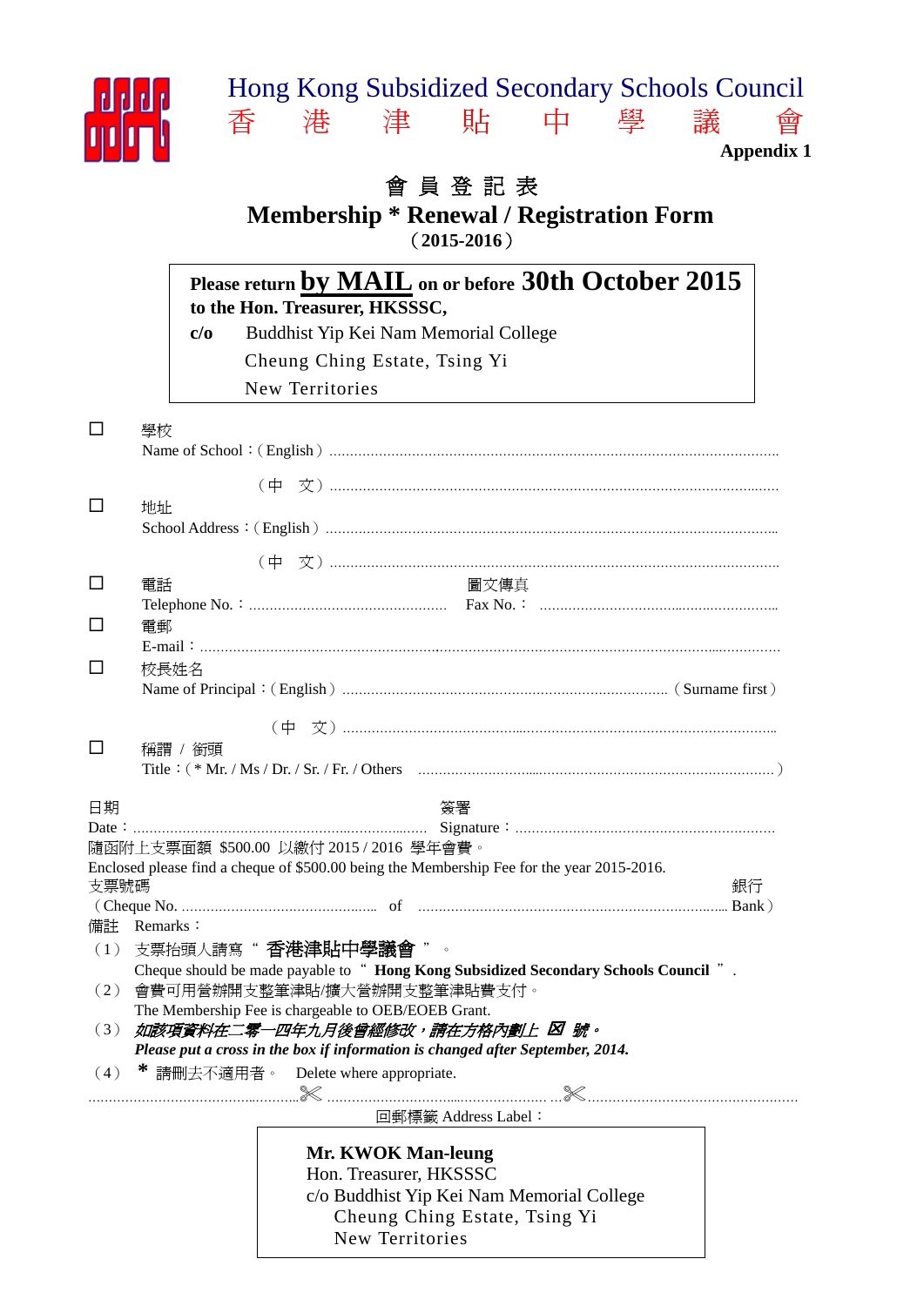Hong Kong Subsidized Secondary Schools Council
香　港　津　貼　中　學　議　會

**Appendix 1**

# 會 員 登 記 表
# Membership * Renewal / Registration Form
**（2015-2016）**

**Please return by MAIL on or before 30th October 2015**
**to the Hon. Treasurer, HKSSSC,**
**c/o** Buddhist Yip Kei Nam Memorial College
Cheung Ching Estate, Tsing Yi
New Territories

☐ 學校
Name of School：( English ) ..........................................................................................
（中　文）..........................................................................................

☐ 地址
School Address：( English ) ..........................................................................................
（中　文）..........................................................................................

☐ 電話
Telephone No.：............................................ 圖文傳真 Fax No.：..........................................................

☐ 電郵
E-mail：..........................................................................................................................

☐ 校長姓名
Name of Principal：( English ) ........................................................................（Surname first）
（中　文）..........................................................................................

☐ 稱謂 / 銜頭
Title：( * Mr. / Ms / Dr. / Sr. / Fr. / Others ..................................................................... )

日期
Date：.......................................................................... 簽署 Signature：..........................................................

隨函附上支票面額 $500.00 以繳付 2015 / 2016 學年會費。
Enclosed please find a cheque of $500.00 being the Membership Fee for the year 2015-2016.

支票號碼
( Cheque No. ............................................... of ........................................................................ 銀行 Bank )

備註 Remarks：

（1） 支票抬頭人請寫 “ **香港津貼中學議會** ” 。
Cheque should be made payable to “ **Hong Kong Subsidized Secondary Schools Council** ” .

（2） 會費可用營辦開支整筆津貼/擴大營辦開支整筆津貼費支付。
The Membership Fee is chargeable to OEB/EOEB Grant.

（3） ***如該項資料在二零一四年九月後曾經修改，請在方格內劃上 ☒ 號。***
***Please put a cross in the box if information is changed after September, 2014.***

（4） **\*** 請刪去不適用者。 Delete where appropriate.

..................................................✄..................................................✄..................................................

回郵標籤 Address Label：

**Mr. KWOK Man-leung**
Hon. Treasurer, HKSSSC
c/o Buddhist Yip Kei Nam Memorial College
Cheung Ching Estate, Tsing Yi
New Territories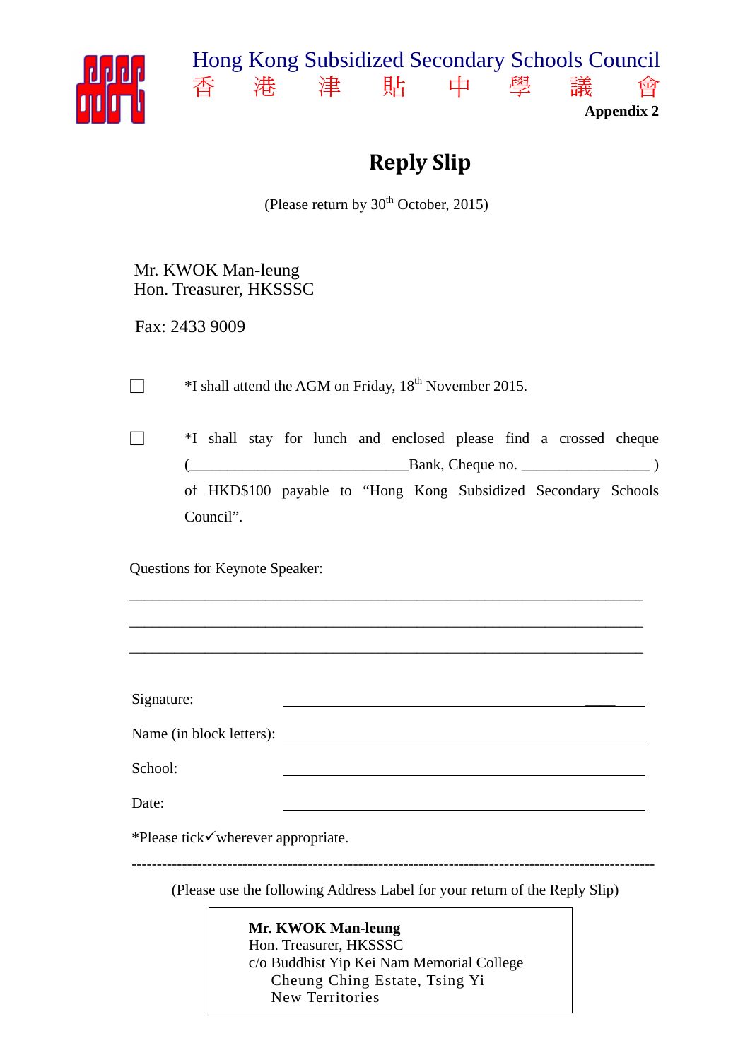Hong Kong Subsidized Secondary Schools Council
香 港 津 貼 中 學 議 會

**Appendix 2**

# Reply Slip

(Please return by 30th October, 2015)

Mr. KWOK Man-leung
Hon. Treasurer, HKSSSC

Fax: 2433 9009

☐ *I shall attend the AGM on Friday, 18th November 2015.

☐ *I shall stay for lunch and enclosed please find a crossed cheque (_____________________________Bank, Cheque no. _________________ ) of HKD$100 payable to "Hong Kong Subsidized Secondary Schools Council".

Questions for Keynote Speaker:

_____________________________________________________________________

_____________________________________________________________________

_____________________________________________________________________

Signature: _______________________________________________

Name (in block letters): _______________________________________________

School: _______________________________________________

Date: _______________________________________________

*Please tick✓wherever appropriate.

---

(Please use the following Address Label for your return of the Reply Slip)

**Mr. KWOK Man-leung**
Hon. Treasurer, HKSSSC
c/o Buddhist Yip Kei Nam Memorial College
Cheung Ching Estate, Tsing Yi
New Territories